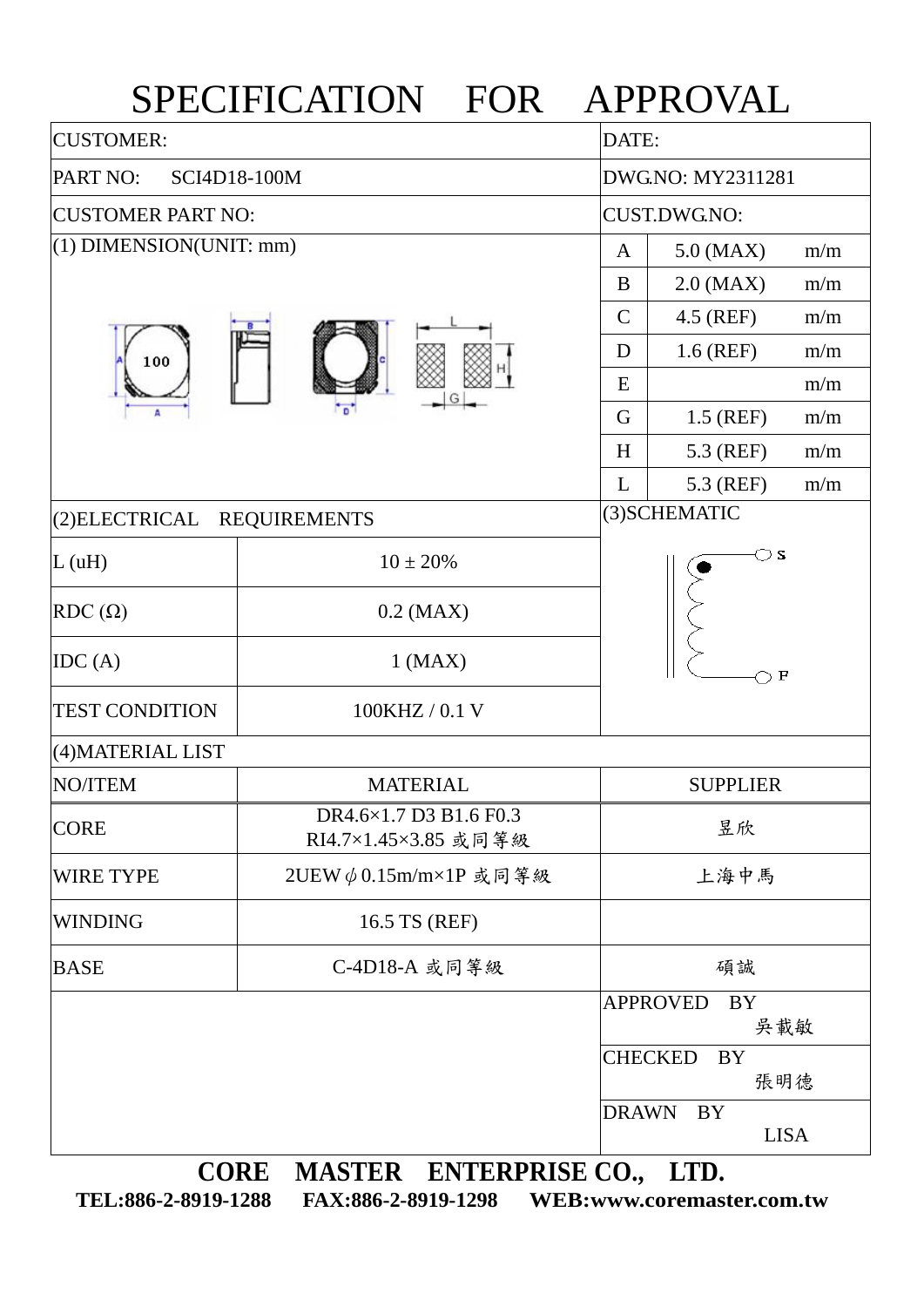# SPECIFICATION FOR APPROVAL

| CUSTOMER: | DATE: |
|---|---|
| PART NO: SCI4D18-100M | DWG.NO: MY2311281 |
| CUSTOMER PART NO: | CUST.DWG.NO: |

## (1) DIMENSION(UNIT: mm)

| | | |
|---|---|---|
| A | 5.0 (MAX) | m/m |
| B | 2.0 (MAX) | m/m |
| C | 4.5 (REF) | m/m |
| D | 1.6 (REF) | m/m |
| E | | m/m |
| G | 1.5 (REF) | m/m |
| H | 5.3 (REF) | m/m |
| L | 5.3 (REF) | m/m |

## (2)ELECTRICAL REQUIREMENTS

| | |
|---|---|
| L (uH) | 10 ± 20% |
| RDC (Ω) | 0.2 (MAX) |
| IDC (A) | 1 (MAX) |
| TEST CONDITION | 100KHZ / 0.1 V |

## (3)SCHEMATIC

S

F

## (4)MATERIAL LIST

| NO/ITEM | MATERIAL | SUPPLIER |
|---|---|---|
| CORE | DR4.6×1.7 D3 B1.6 F0.3<br>RI4.7×1.45×3.85 或同等級 | 昱欣 |
| WIRE TYPE | 2UEW $\phi$0.15m/m×1P 或同等級 | 上海中馬 |
| WINDING | 16.5 TS (REF) | |
| BASE | C-4D18-A 或同等級 | 碩誠 |

| | |
|---|---|
| APPROVED BY | 吳載敏 |
| CHECKED BY | 張明德 |
| DRAWN BY | LISA |

**CORE MASTER ENTERPRISE CO., LTD.**

**TEL:886-2-8919-1288 FAX:886-2-8919-1298 WEB:www.coremaster.com.tw**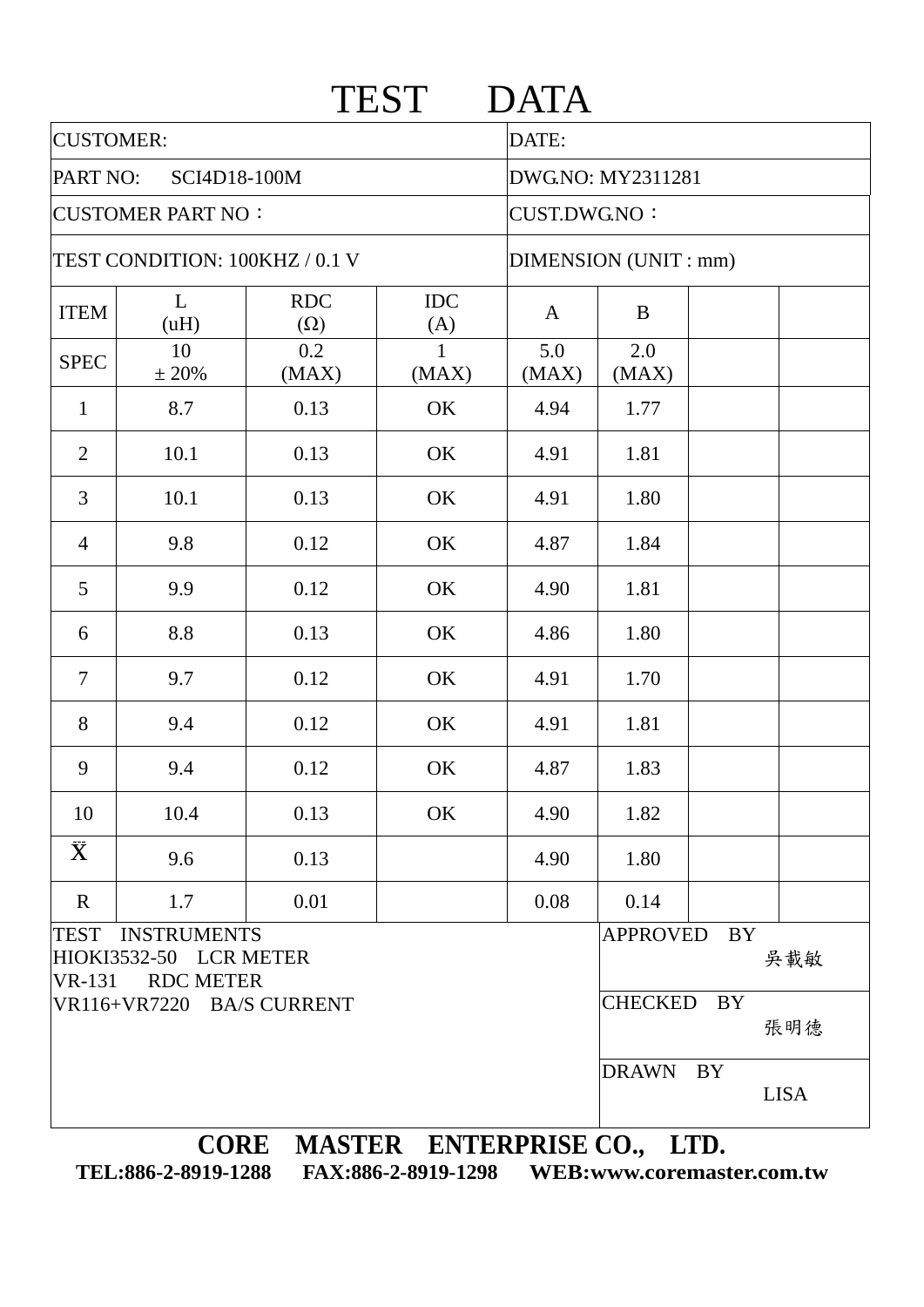# TEST DATA

| CUSTOMER: | | | | DATE: | | | |
|---|---|---|---|---|---|---|---|
| PART NO: SCI4D18-100M | | | | DWG.NO: MY2311281 | | | |
| CUSTOMER PART NO： | | | | CUST.DWG.NO： | | | |
| TEST CONDITION: 100KHZ / 0.1 V | | | | DIMENSION (UNIT : mm) | | | |
| ITEM | L (uH) | RDC (Ω) | IDC (A) | A | B | | |
| SPEC | 10 ± 20% | 0.2 (MAX) | 1 (MAX) | 5.0 (MAX) | 2.0 (MAX) | | |
| 1 | 8.7 | 0.13 | OK | 4.94 | 1.77 | | |
| 2 | 10.1 | 0.13 | OK | 4.91 | 1.81 | | |
| 3 | 10.1 | 0.13 | OK | 4.91 | 1.80 | | |
| 4 | 9.8 | 0.12 | OK | 4.87 | 1.84 | | |
| 5 | 9.9 | 0.12 | OK | 4.90 | 1.81 | | |
| 6 | 8.8 | 0.13 | OK | 4.86 | 1.80 | | |
| 7 | 9.7 | 0.12 | OK | 4.91 | 1.70 | | |
| 8 | 9.4 | 0.12 | OK | 4.91 | 1.81 | | |
| 9 | 9.4 | 0.12 | OK | 4.87 | 1.83 | | |
| 10 | 10.4 | 0.13 | OK | 4.90 | 1.82 | | |
| $\bar{\bar{X}}$ | 9.6 | 0.13 | | 4.90 | 1.80 | | |
| R | 1.7 | 0.01 | | 0.08 | 0.14 | | |

TEST INSTRUMENTS
HIOKI3532-50 LCR METER
VR-131 RDC METER
VR116+VR7220 BA/S CURRENT

APPROVED BY 吳載敏

CHECKED BY 張明德

DRAWN BY LISA

**CORE MASTER ENTERPRISE CO., LTD.**

**TEL:886-2-8919-1288 FAX:886-2-8919-1298 WEB:www.coremaster.com.tw**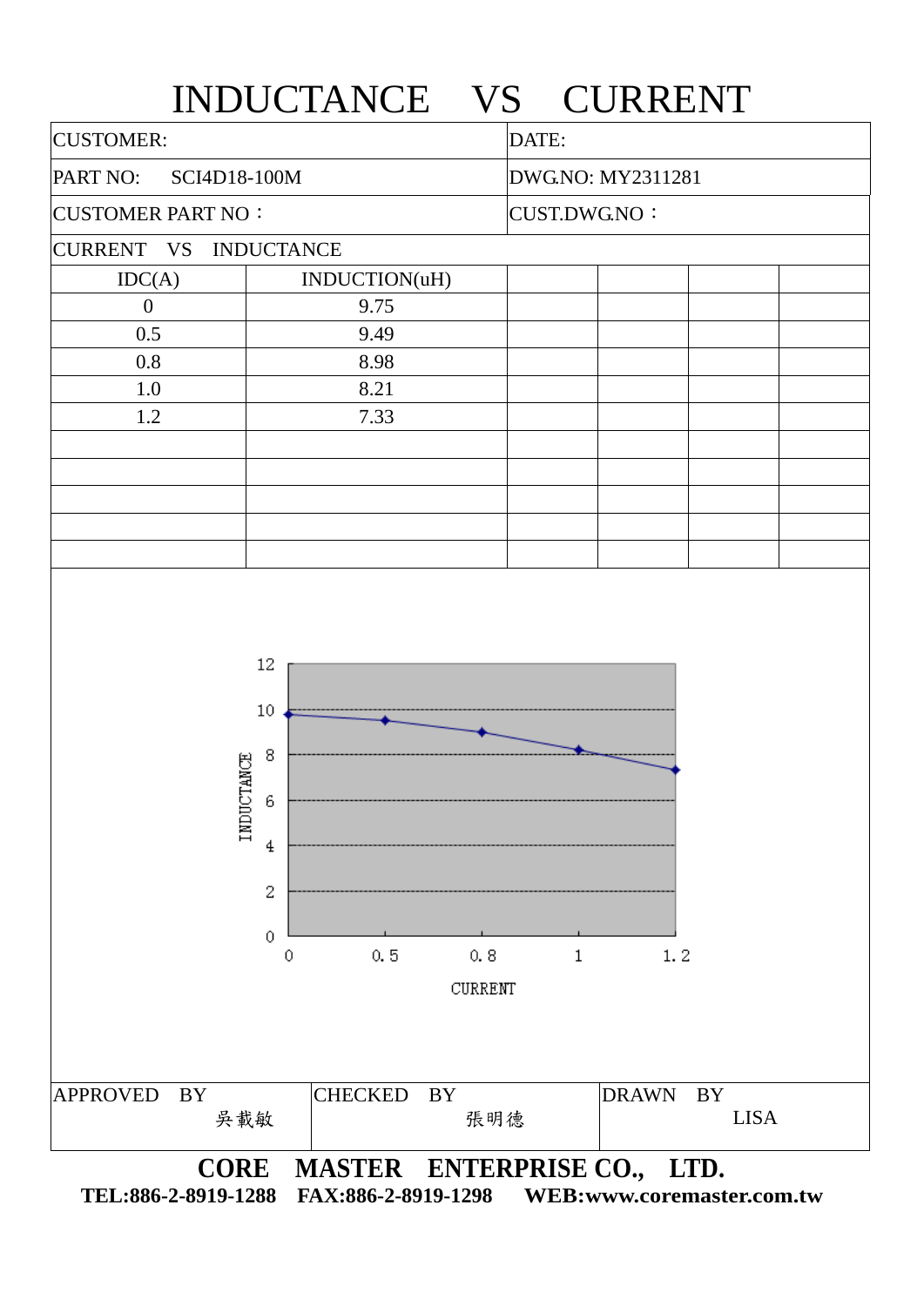# INDUCTANCE VS CURRENT

| | |
|---|---|
| CUSTOMER: | DATE: |
| PART NO: SCI4D18-100M | DWG.NO: MY2311281 |
| CUSTOMER PART NO： | CUST.DWG.NO： |

CURRENT VS INDUCTANCE

| IDC(A) | INDUCTION(uH) | | | | |
|---|---|---|---|---|---|
| 0 | 9.75 | | | | |
| 0.5 | 9.49 | | | | |
| 0.8 | 8.98 | | | | |
| 1.0 | 8.21 | | | | |
| 1.2 | 7.33 | | | | |
| | | | | | |
| | | | | | |
| | | | | | |
| | | | | | |
| | | | | | |

12
10
8
6
4
2
0
INDUCTANCE
0
0.5
0.8
1
1.2
CURRENT

| APPROVED BY | CHECKED BY | DRAWN BY |
|---|---|---|
| 吳載敏 | 張明德 | LISA |

**CORE MASTER ENTERPRISE CO., LTD.**

**TEL:886-2-8919-1288 FAX:886-2-8919-1298 WEB:www.coremaster.com.tw**